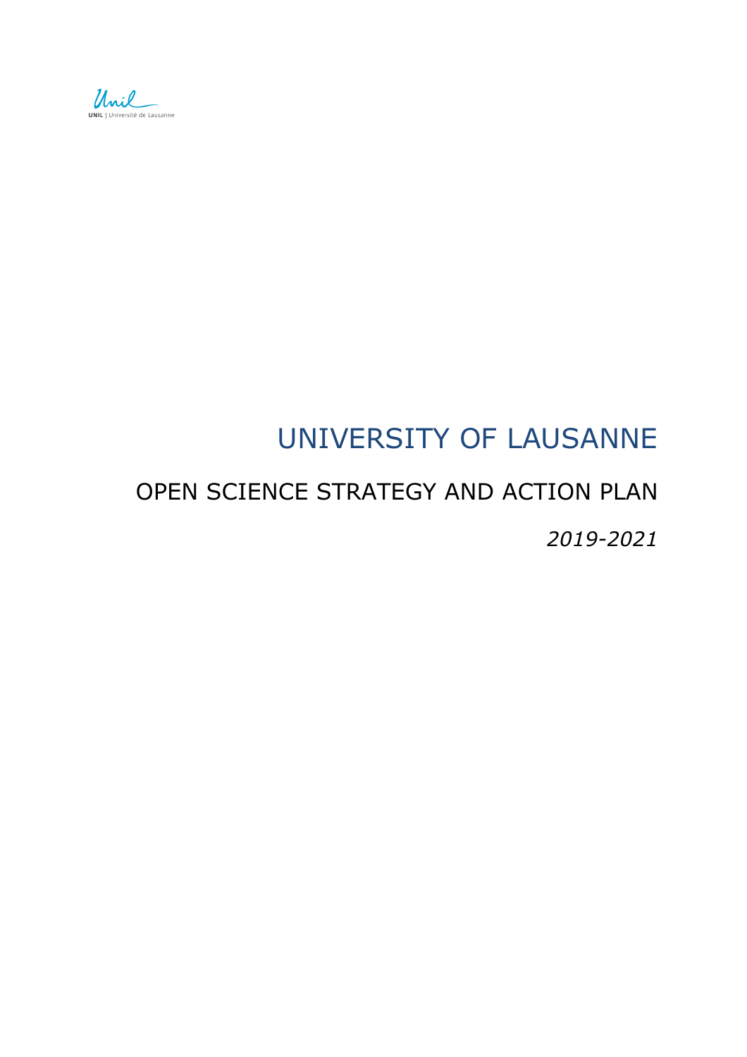Unil
UNIL | Université de Lausanne

# UNIVERSITY OF LAUSANNE

## OPEN SCIENCE STRATEGY AND ACTION PLAN

*2019-2021*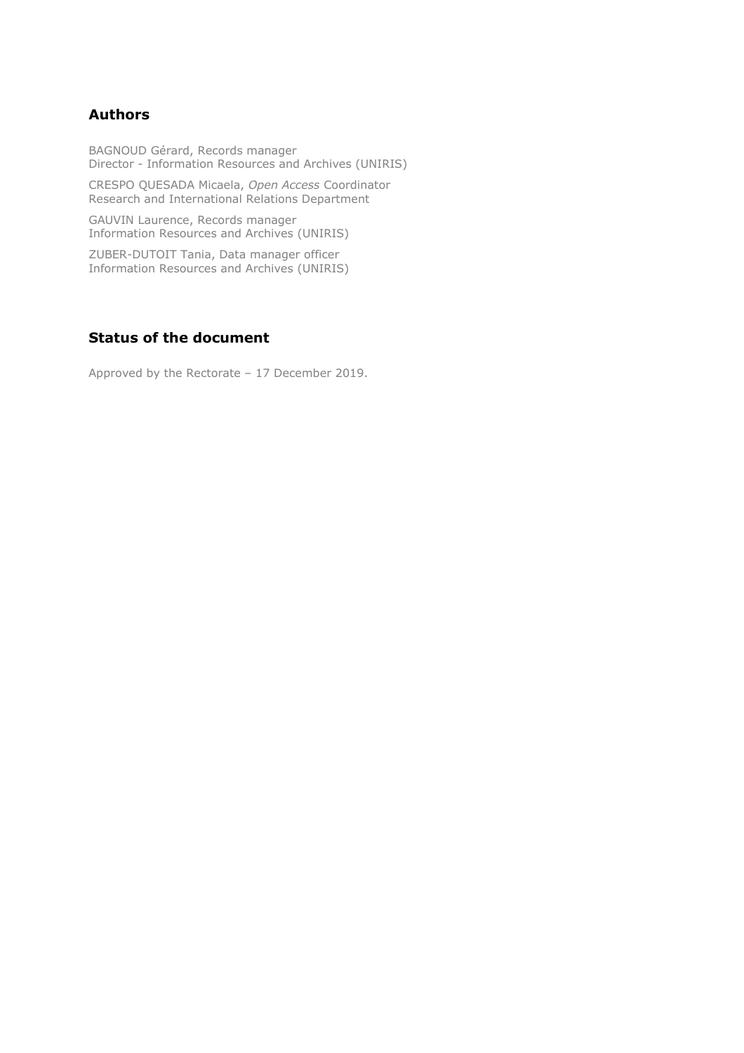## Authors

BAGNOUD Gérard, Records manager
Director - Information Resources and Archives (UNIRIS)

CRESPO QUESADA Micaela, *Open Access* Coordinator
Research and International Relations Department

GAUVIN Laurence, Records manager
Information Resources and Archives (UNIRIS)

ZUBER-DUTOIT Tania, Data manager officer
Information Resources and Archives (UNIRIS)

## Status of the document

Approved by the Rectorate – 17 December 2019.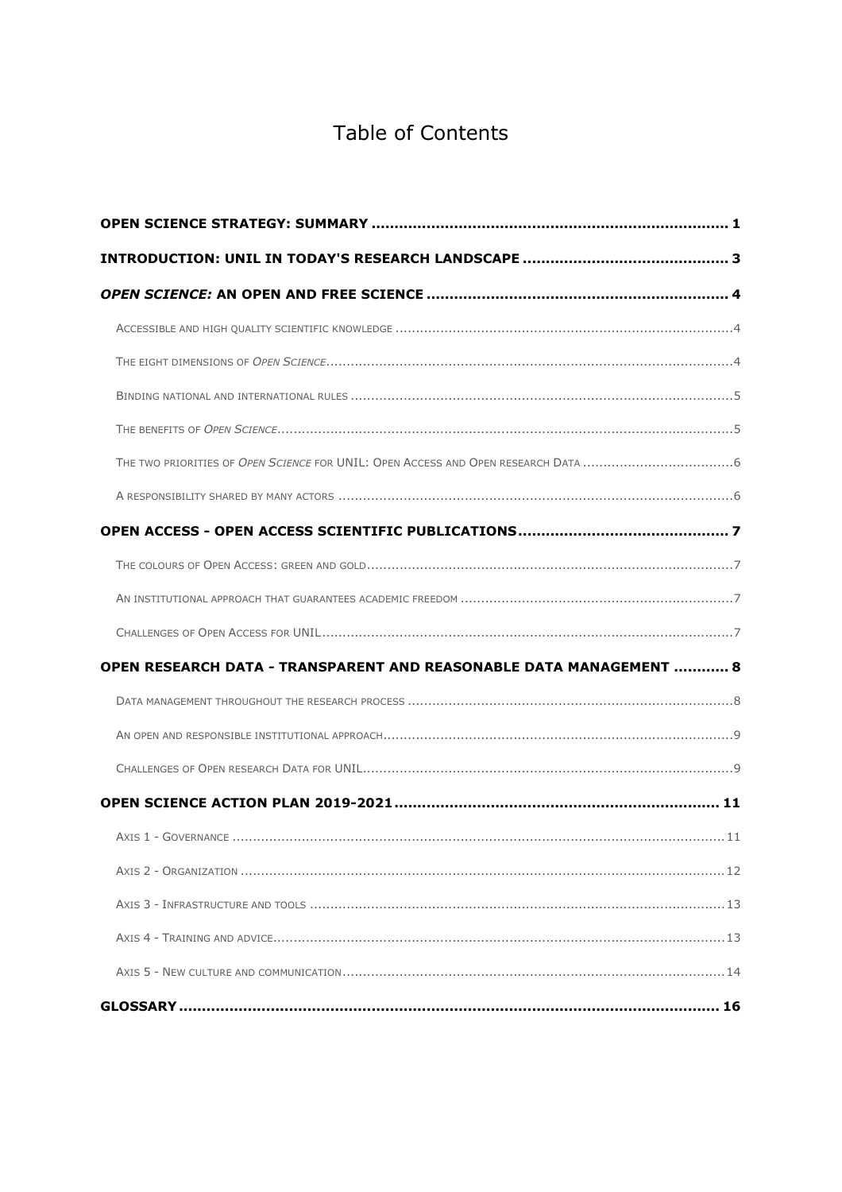# Table of Contents

**OPEN SCIENCE STRATEGY: SUMMARY** ... 1

**INTRODUCTION: UNIL IN TODAY'S RESEARCH LANDSCAPE** ... 3

***OPEN SCIENCE:* AN OPEN AND FREE SCIENCE** ... 4

- Accessible and high quality scientific knowledge ... 4
- The eight dimensions of *Open Science* ... 4
- Binding national and international rules ... 5
- The benefits of *Open Science* ... 5
- The two priorities of *Open Science* for UNIL: Open Access and Open research Data ... 6
- A responsibility shared by many actors ... 6

**OPEN ACCESS - OPEN ACCESS SCIENTIFIC PUBLICATIONS** ... 7

- The colours of Open Access: green and gold ... 7
- An institutional approach that guarantees academic freedom ... 7
- Challenges of Open Access for UNIL ... 7

**OPEN RESEARCH DATA - TRANSPARENT AND REASONABLE DATA MANAGEMENT** ... 8

- Data management throughout the research process ... 8
- An open and responsible institutional approach ... 9
- Challenges of Open research Data for UNIL ... 9

**OPEN SCIENCE ACTION PLAN 2019-2021** ... 11

- Axis 1 - Governance ... 11
- Axis 2 - Organization ... 12
- Axis 3 - Infrastructure and tools ... 13
- Axis 4 - Training and advice ... 13
- Axis 5 - New culture and communication ... 14

**GLOSSARY** ... 16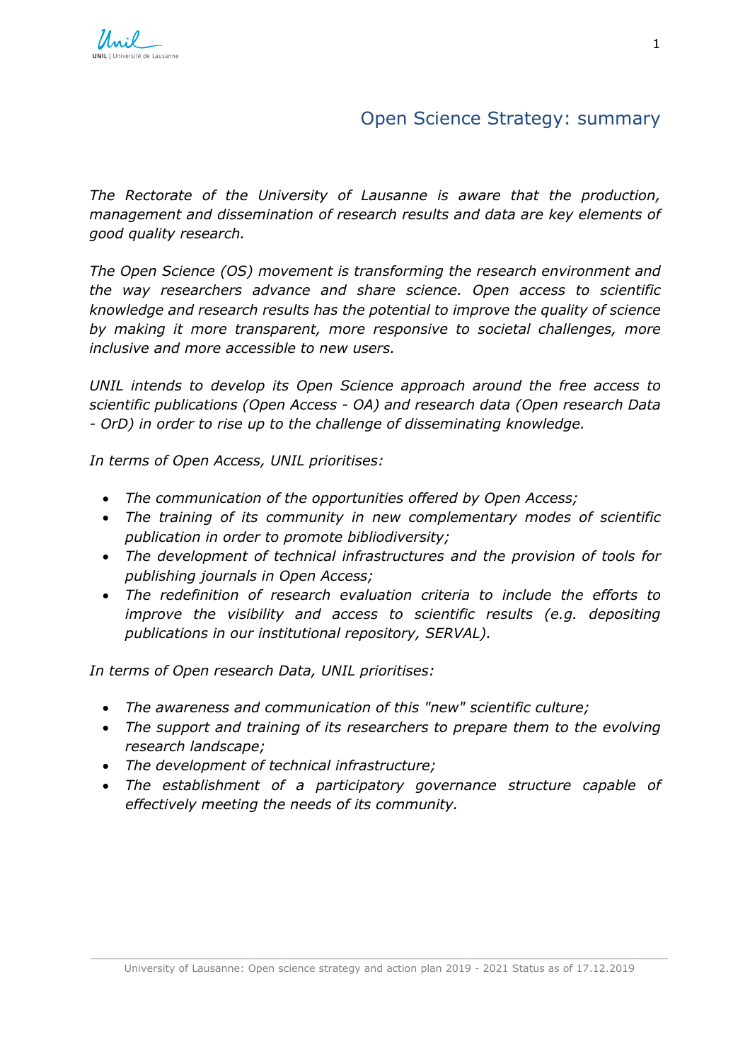## Open Science Strategy: summary

*The Rectorate of the University of Lausanne is aware that the production, management and dissemination of research results and data are key elements of good quality research.*

*The Open Science (OS) movement is transforming the research environment and the way researchers advance and share science. Open access to scientific knowledge and research results has the potential to improve the quality of science by making it more transparent, more responsive to societal challenges, more inclusive and more accessible to new users.*

*UNIL intends to develop its Open Science approach around the free access to scientific publications (Open Access - OA) and research data (Open research Data - OrD) in order to rise up to the challenge of disseminating knowledge.*

*In terms of Open Access, UNIL prioritises:*

- *The communication of the opportunities offered by Open Access;*
- *The training of its community in new complementary modes of scientific publication in order to promote bibliodiversity;*
- *The development of technical infrastructures and the provision of tools for publishing journals in Open Access;*
- *The redefinition of research evaluation criteria to include the efforts to improve the visibility and access to scientific results (e.g. depositing publications in our institutional repository, SERVAL).*

*In terms of Open research Data, UNIL prioritises:*

- *The awareness and communication of this "new" scientific culture;*
- *The support and training of its researchers to prepare them to the evolving research landscape;*
- *The development of technical infrastructure;*
- *The establishment of a participatory governance structure capable of effectively meeting the needs of its community.*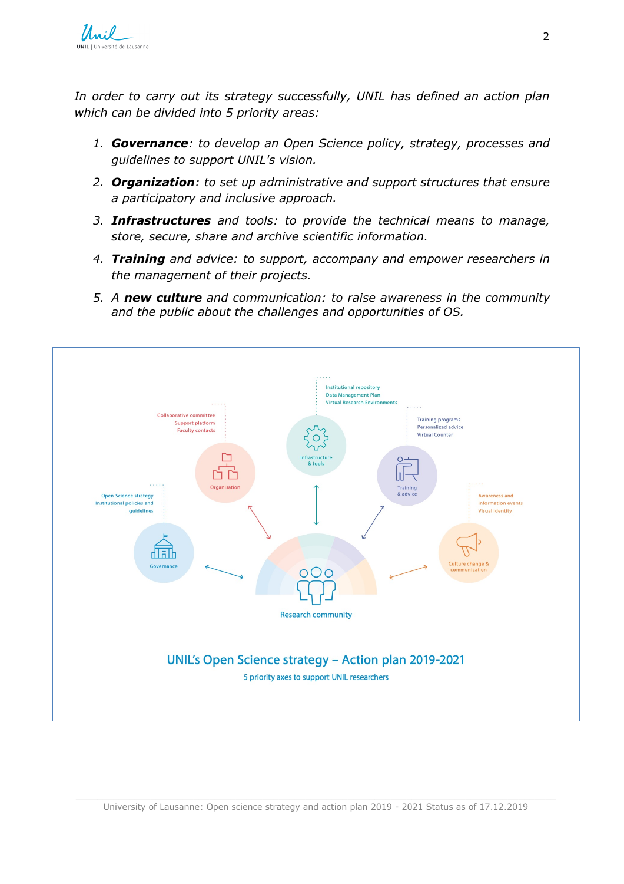*In order to carry out its strategy successfully, UNIL has defined an action plan which can be divided into 5 priority areas:*

1. ***Governance**: to develop an Open Science policy, strategy, processes and guidelines to support UNIL's vision.*
2. ***Organization**: to set up administrative and support structures that ensure a participatory and inclusive approach.*
3. ***Infrastructures** and tools: to provide the technical means to manage, store, secure, share and archive scientific information.*
4. ***Training** and advice: to support, accompany and empower researchers in the management of their projects.*
5. *A **new culture** and communication: to raise awareness in the community and the public about the challenges and opportunities of OS.*

Institutional repository
Data Management Plan
Virtual Research Environments

Collaborative committee
Support platform
Faculty contacts

Training programs
Personalized advice
Virtual Counter

Infrastructure & tools

Organisation

Training & advice

Open Science strategy
Institutional policies and guidelines

Awareness and information events
Visual identity

Governance

Culture change & communication

Research community

UNIL's Open Science strategy – Action plan 2019-2021

5 priority axes to support UNIL researchers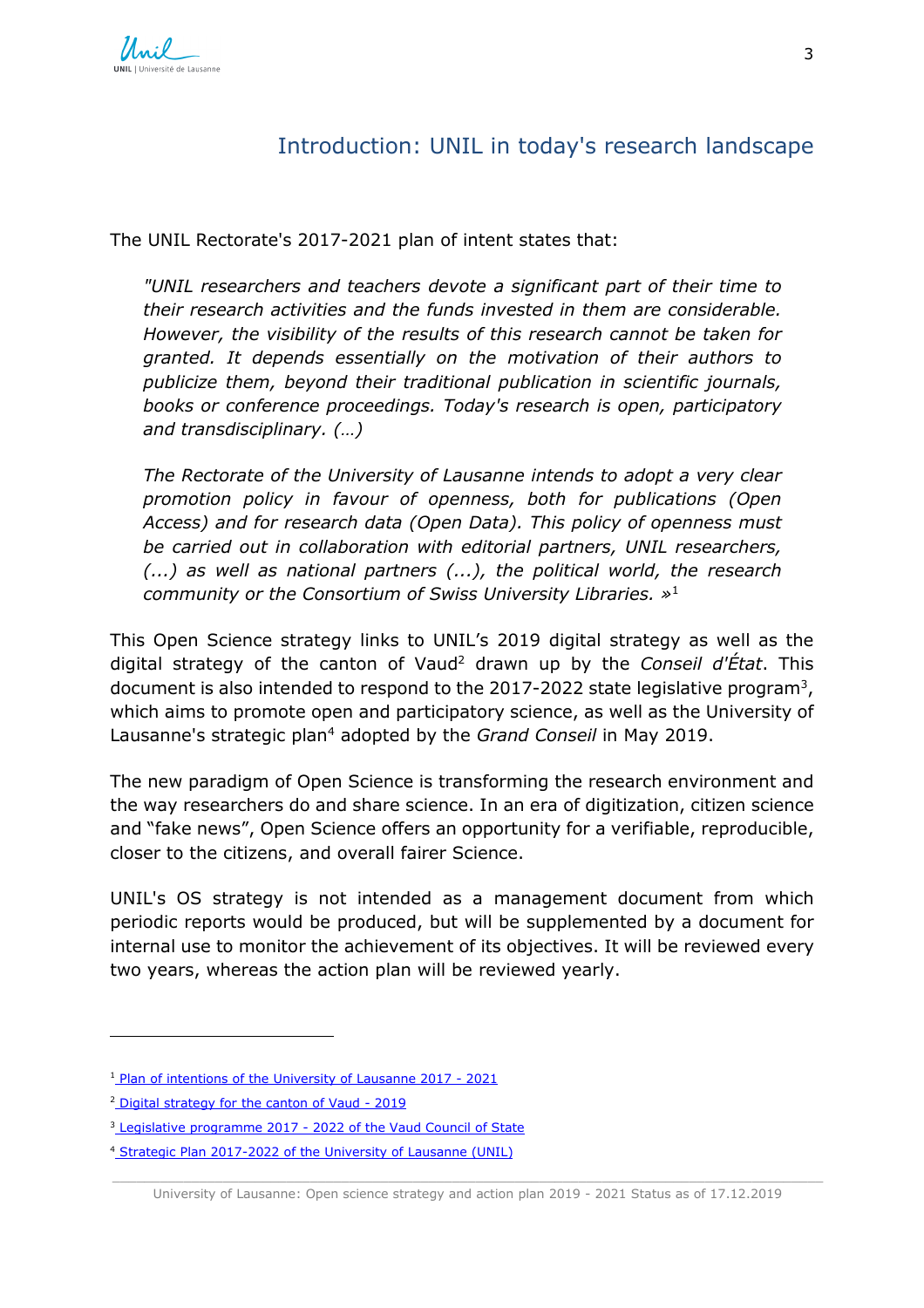## Introduction: UNIL in today's research landscape

The UNIL Rectorate's 2017-2021 plan of intent states that:

> *"UNIL researchers and teachers devote a significant part of their time to their research activities and the funds invested in them are considerable. However, the visibility of the results of this research cannot be taken for granted. It depends essentially on the motivation of their authors to publicize them, beyond their traditional publication in scientific journals, books or conference proceedings. Today's research is open, participatory and transdisciplinary. (…)*
>
> *The Rectorate of the University of Lausanne intends to adopt a very clear promotion policy in favour of openness, both for publications (Open Access) and for research data (Open Data). This policy of openness must be carried out in collaboration with editorial partners, UNIL researchers, (...) as well as national partners (...), the political world, the research community or the Consortium of Swiss University Libraries. »*[1]

This Open Science strategy links to UNIL's 2019 digital strategy as well as the digital strategy of the canton of Vaud[2] drawn up by the *Conseil d'État*. This document is also intended to respond to the 2017-2022 state legislative program[3], which aims to promote open and participatory science, as well as the University of Lausanne's strategic plan[4] adopted by the *Grand Conseil* in May 2019.

The new paradigm of Open Science is transforming the research environment and the way researchers do and share science. In an era of digitization, citizen science and "fake news", Open Science offers an opportunity for a verifiable, reproducible, closer to the citizens, and overall fairer Science.

UNIL's OS strategy is not intended as a management document from which periodic reports would be produced, but will be supplemented by a document for internal use to monitor the achievement of its objectives. It will be reviewed every two years, whereas the action plan will be reviewed yearly.

---

[1] Plan of intentions of the University of Lausanne 2017 - 2021

[2] Digital strategy for the canton of Vaud - 2019

[3] Legislative programme 2017 - 2022 of the Vaud Council of State

[4] Strategic Plan 2017-2022 of the University of Lausanne (UNIL)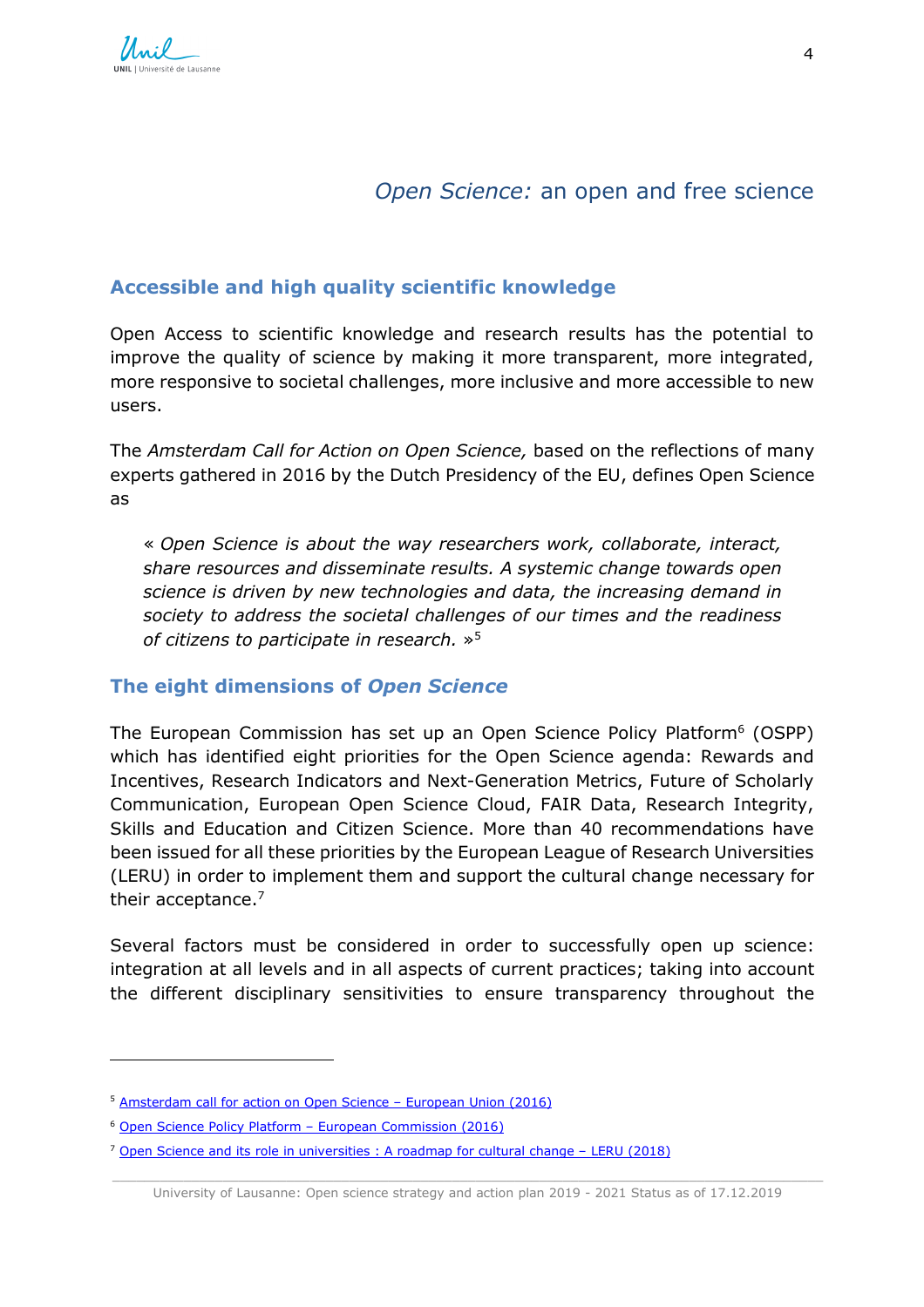# *Open Science:* an open and free science

## Accessible and high quality scientific knowledge

Open Access to scientific knowledge and research results has the potential to improve the quality of science by making it more transparent, more integrated, more responsive to societal challenges, more inclusive and more accessible to new users.

The *Amsterdam Call for Action on Open Science,* based on the reflections of many experts gathered in 2016 by the Dutch Presidency of the EU, defines Open Science as

> « *Open Science is about the way researchers work, collaborate, interact, share resources and disseminate results. A systemic change towards open science is driven by new technologies and data, the increasing demand in society to address the societal challenges of our times and the readiness of citizens to participate in research.* »[5]

## The eight dimensions of *Open Science*

The European Commission has set up an Open Science Policy Platform[6] (OSPP) which has identified eight priorities for the Open Science agenda: Rewards and Incentives, Research Indicators and Next-Generation Metrics, Future of Scholarly Communication, European Open Science Cloud, FAIR Data, Research Integrity, Skills and Education and Citizen Science. More than 40 recommendations have been issued for all these priorities by the European League of Research Universities (LERU) in order to implement them and support the cultural change necessary for their acceptance.[7]

Several factors must be considered in order to successfully open up science: integration at all levels and in all aspects of current practices; taking into account the different disciplinary sensitivities to ensure transparency throughout the

---

[5] Amsterdam call for action on Open Science – European Union (2016)

[6] Open Science Policy Platform – European Commission (2016)

[7] Open Science and its role in universities : A roadmap for cultural change – LERU (2018)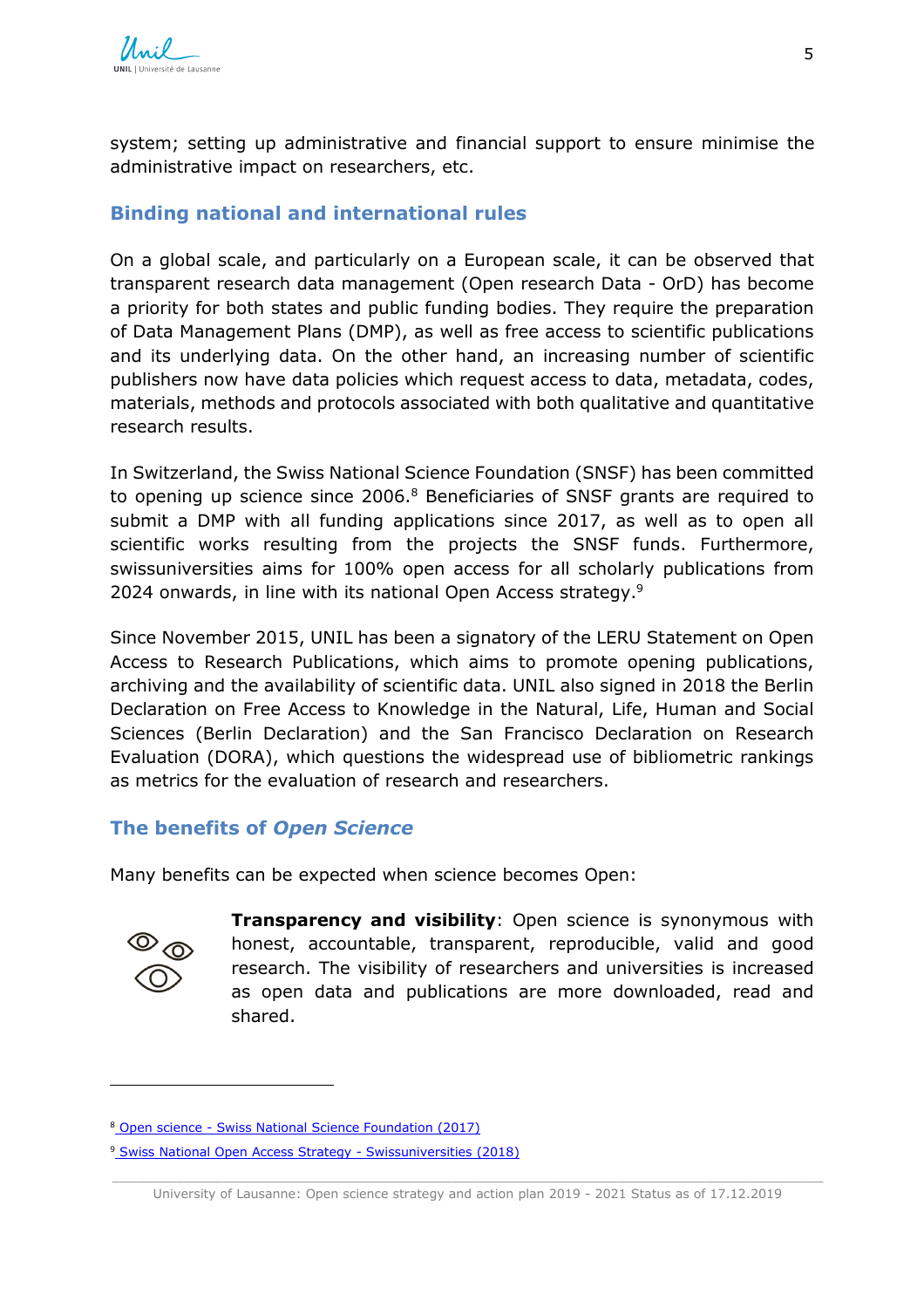system; setting up administrative and financial support to ensure minimise the administrative impact on researchers, etc.

## Binding national and international rules

On a global scale, and particularly on a European scale, it can be observed that transparent research data management (Open research Data - OrD) has become a priority for both states and public funding bodies. They require the preparation of Data Management Plans (DMP), as well as free access to scientific publications and its underlying data. On the other hand, an increasing number of scientific publishers now have data policies which request access to data, metadata, codes, materials, methods and protocols associated with both qualitative and quantitative research results.

In Switzerland, the Swiss National Science Foundation (SNSF) has been committed to opening up science since 2006.[8] Beneficiaries of SNSF grants are required to submit a DMP with all funding applications since 2017, as well as to open all scientific works resulting from the projects the SNSF funds. Furthermore, swissuniversities aims for 100% open access for all scholarly publications from 2024 onwards, in line with its national Open Access strategy.[9]

Since November 2015, UNIL has been a signatory of the LERU Statement on Open Access to Research Publications, which aims to promote opening publications, archiving and the availability of scientific data. UNIL also signed in 2018 the Berlin Declaration on Free Access to Knowledge in the Natural, Life, Human and Social Sciences (Berlin Declaration) and the San Francisco Declaration on Research Evaluation (DORA), which questions the widespread use of bibliometric rankings as metrics for the evaluation of research and researchers.

## The benefits of *Open Science*

Many benefits can be expected when science becomes Open:

**Transparency and visibility**: Open science is synonymous with honest, accountable, transparent, reproducible, valid and good research. The visibility of researchers and universities is increased as open data and publications are more downloaded, read and shared.

---

[8] Open science - Swiss National Science Foundation (2017)

[9] Swiss National Open Access Strategy - Swissuniversities (2018)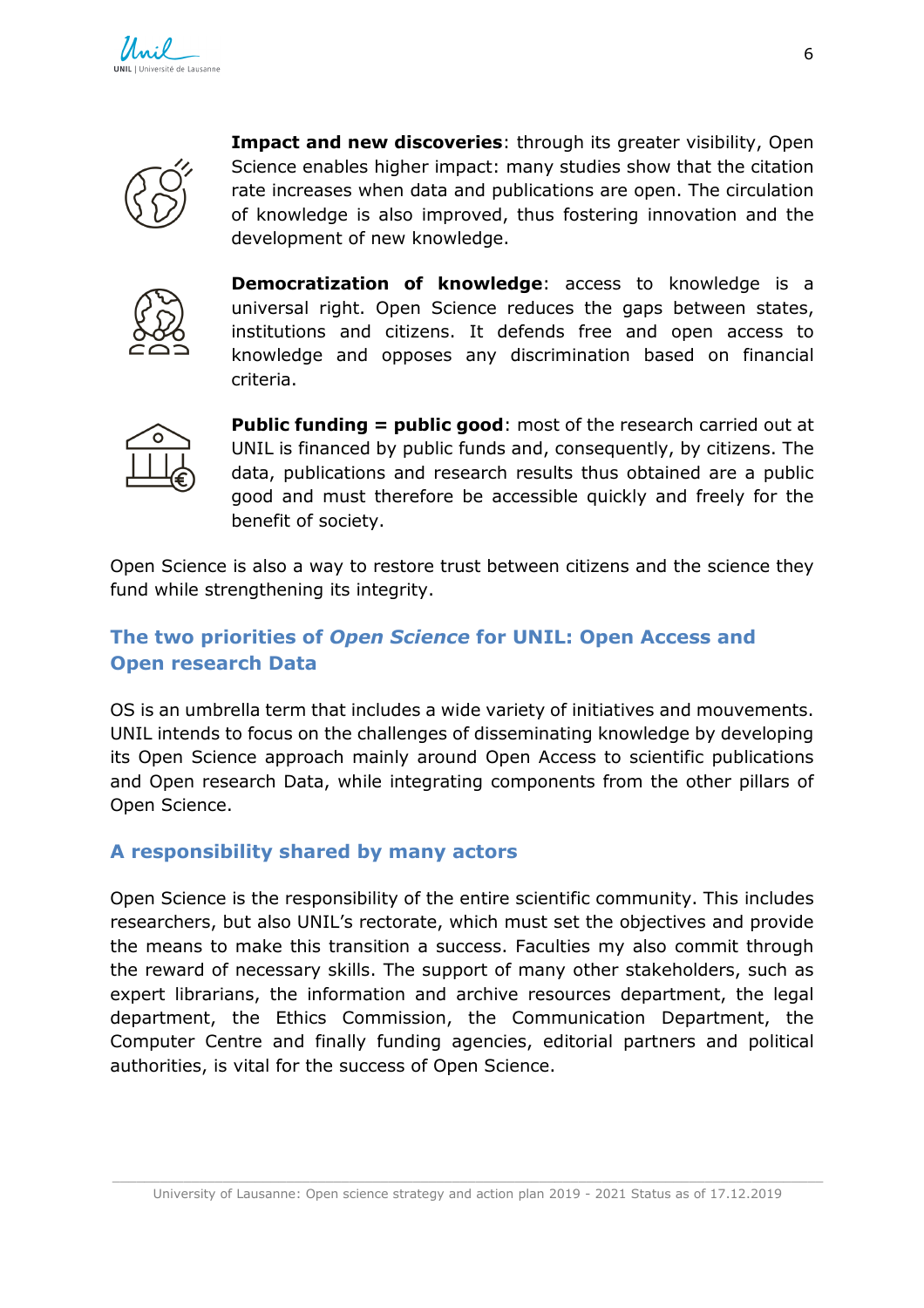**Impact and new discoveries**: through its greater visibility, Open Science enables higher impact: many studies show that the citation rate increases when data and publications are open. The circulation of knowledge is also improved, thus fostering innovation and the development of new knowledge.

**Democratization of knowledge**: access to knowledge is a universal right. Open Science reduces the gaps between states, institutions and citizens. It defends free and open access to knowledge and opposes any discrimination based on financial criteria.

**Public funding = public good**: most of the research carried out at UNIL is financed by public funds and, consequently, by citizens. The data, publications and research results thus obtained are a public good and must therefore be accessible quickly and freely for the benefit of society.

Open Science is also a way to restore trust between citizens and the science they fund while strengthening its integrity.

## The two priorities of *Open Science* for UNIL: Open Access and Open research Data

OS is an umbrella term that includes a wide variety of initiatives and mouvements. UNIL intends to focus on the challenges of disseminating knowledge by developing its Open Science approach mainly around Open Access to scientific publications and Open research Data, while integrating components from the other pillars of Open Science.

## A responsibility shared by many actors

Open Science is the responsibility of the entire scientific community. This includes researchers, but also UNIL's rectorate, which must set the objectives and provide the means to make this transition a success. Faculties my also commit through the reward of necessary skills. The support of many other stakeholders, such as expert librarians, the information and archive resources department, the legal department, the Ethics Commission, the Communication Department, the Computer Centre and finally funding agencies, editorial partners and political authorities, is vital for the success of Open Science.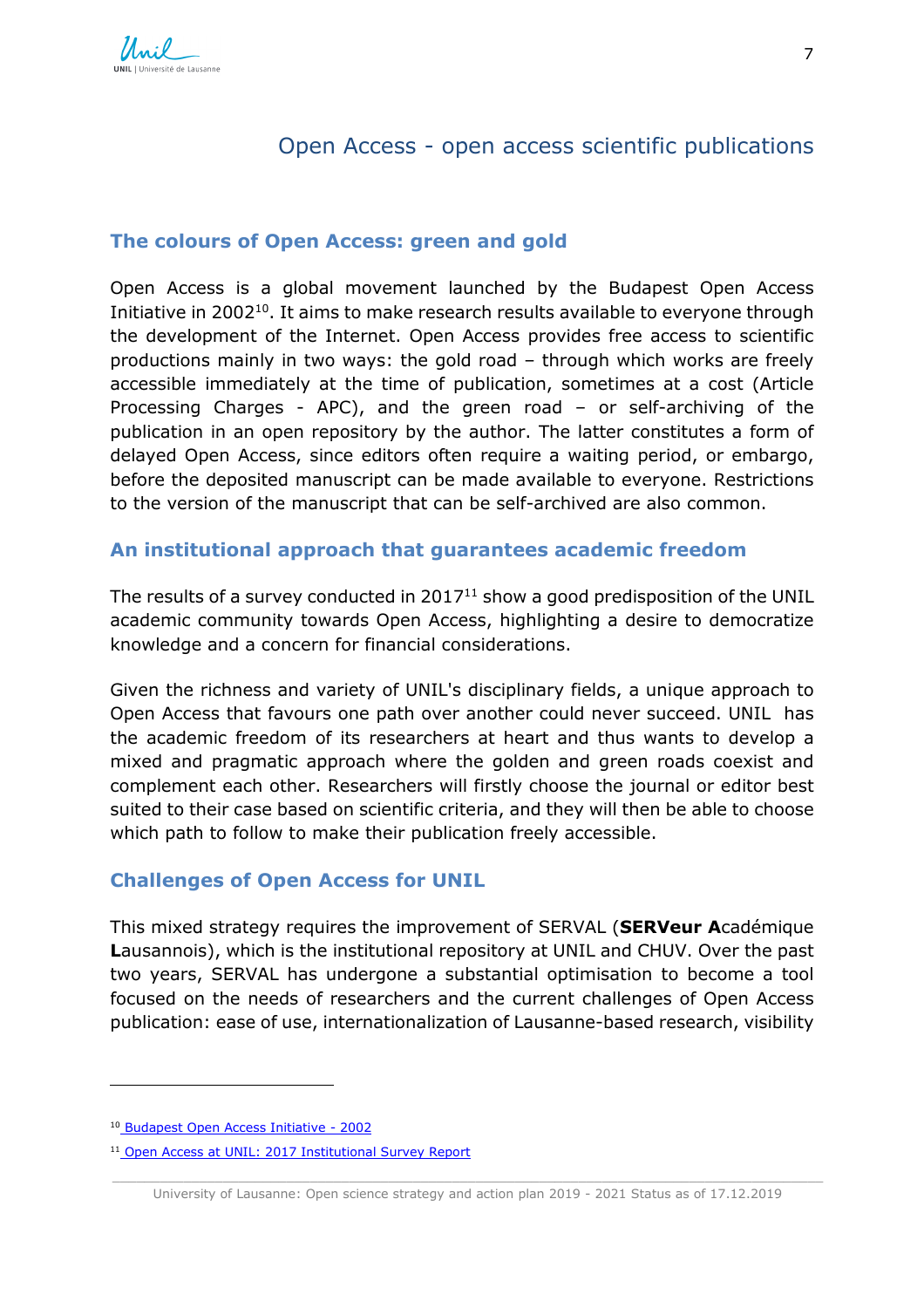# Open Access - open access scientific publications

## The colours of Open Access: green and gold

Open Access is a global movement launched by the Budapest Open Access Initiative in 2002[10]. It aims to make research results available to everyone through the development of the Internet. Open Access provides free access to scientific productions mainly in two ways: the gold road – through which works are freely accessible immediately at the time of publication, sometimes at a cost (Article Processing Charges - APC), and the green road – or self-archiving of the publication in an open repository by the author. The latter constitutes a form of delayed Open Access, since editors often require a waiting period, or embargo, before the deposited manuscript can be made available to everyone. Restrictions to the version of the manuscript that can be self-archived are also common.

## An institutional approach that guarantees academic freedom

The results of a survey conducted in 2017[11] show a good predisposition of the UNIL academic community towards Open Access, highlighting a desire to democratize knowledge and a concern for financial considerations.

Given the richness and variety of UNIL's disciplinary fields, a unique approach to Open Access that favours one path over another could never succeed. UNIL has the academic freedom of its researchers at heart and thus wants to develop a mixed and pragmatic approach where the golden and green roads coexist and complement each other. Researchers will firstly choose the journal or editor best suited to their case based on scientific criteria, and they will then be able to choose which path to follow to make their publication freely accessible.

## Challenges of Open Access for UNIL

This mixed strategy requires the improvement of SERVAL (**SERVeur A**cadémique **L**ausannois), which is the institutional repository at UNIL and CHUV. Over the past two years, SERVAL has undergone a substantial optimisation to become a tool focused on the needs of researchers and the current challenges of Open Access publication: ease of use, internationalization of Lausanne-based research, visibility

---

[10] Budapest Open Access Initiative - 2002

[11] Open Access at UNIL: 2017 Institutional Survey Report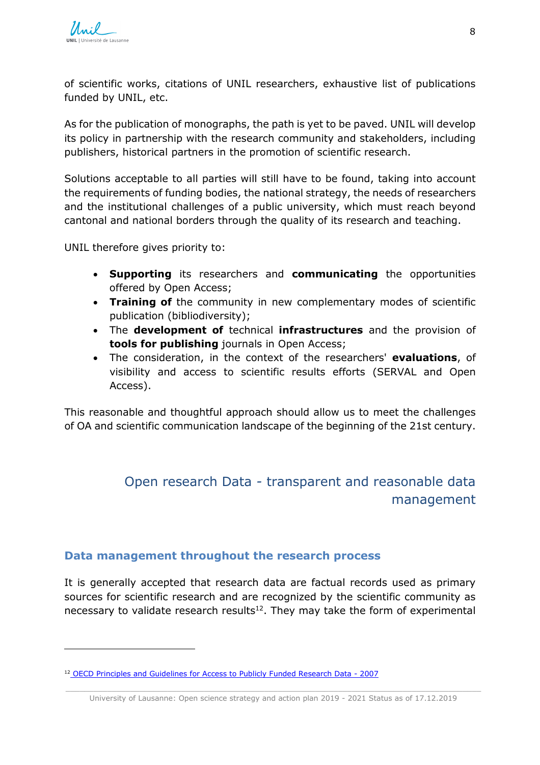of scientific works, citations of UNIL researchers, exhaustive list of publications funded by UNIL, etc.

As for the publication of monographs, the path is yet to be paved. UNIL will develop its policy in partnership with the research community and stakeholders, including publishers, historical partners in the promotion of scientific research.

Solutions acceptable to all parties will still have to be found, taking into account the requirements of funding bodies, the national strategy, the needs of researchers and the institutional challenges of a public university, which must reach beyond cantonal and national borders through the quality of its research and teaching.

UNIL therefore gives priority to:

- **Supporting** its researchers and **communicating** the opportunities offered by Open Access;
- **Training of** the community in new complementary modes of scientific publication (bibliodiversity);
- The **development of** technical **infrastructures** and the provision of **tools for publishing** journals in Open Access;
- The consideration, in the context of the researchers' **evaluations**, of visibility and access to scientific results efforts (SERVAL and Open Access).

This reasonable and thoughtful approach should allow us to meet the challenges of OA and scientific communication landscape of the beginning of the 21st century.

## Open research Data - transparent and reasonable data management

### Data management throughout the research process

It is generally accepted that research data are factual records used as primary sources for scientific research and are recognized by the scientific community as necessary to validate research results[12]. They may take the form of experimental

[12] OECD Principles and Guidelines for Access to Publicly Funded Research Data - 2007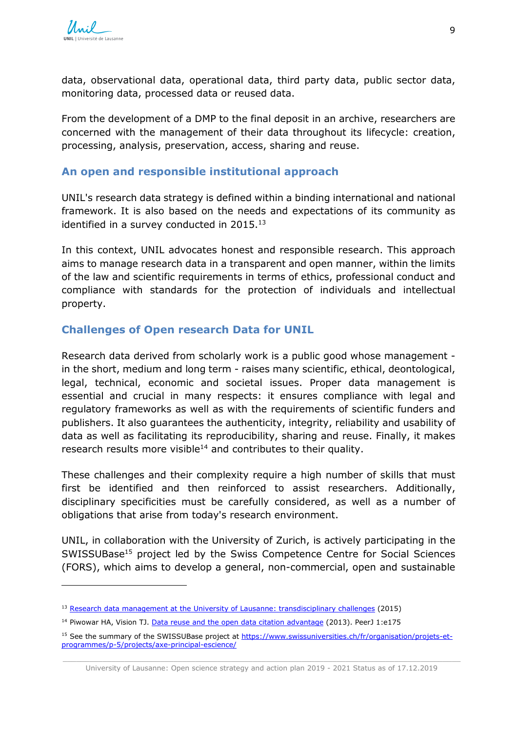data, observational data, operational data, third party data, public sector data, monitoring data, processed data or reused data.

From the development of a DMP to the final deposit in an archive, researchers are concerned with the management of their data throughout its lifecycle: creation, processing, analysis, preservation, access, sharing and reuse.

### An open and responsible institutional approach

UNIL's research data strategy is defined within a binding international and national framework. It is also based on the needs and expectations of its community as identified in a survey conducted in 2015.[13]

In this context, UNIL advocates honest and responsible research. This approach aims to manage research data in a transparent and open manner, within the limits of the law and scientific requirements in terms of ethics, professional conduct and compliance with standards for the protection of individuals and intellectual property.

### Challenges of Open research Data for UNIL

Research data derived from scholarly work is a public good whose management - in the short, medium and long term - raises many scientific, ethical, deontological, legal, technical, economic and societal issues. Proper data management is essential and crucial in many respects: it ensures compliance with legal and regulatory frameworks as well as with the requirements of scientific funders and publishers. It also guarantees the authenticity, integrity, reliability and usability of data as well as facilitating its reproducibility, sharing and reuse. Finally, it makes research results more visible[14] and contributes to their quality.

These challenges and their complexity require a high number of skills that must first be identified and then reinforced to assist researchers. Additionally, disciplinary specificities must be carefully considered, as well as a number of obligations that arise from today's research environment.

UNIL, in collaboration with the University of Zurich, is actively participating in the SWISSUBase[15] project led by the Swiss Competence Centre for Social Sciences (FORS), which aims to develop a general, non-commercial, open and sustainable

---

[13] Research data management at the University of Lausanne: transdisciplinary challenges (2015)

[14] Piwowar HA, Vision TJ. Data reuse and the open data citation advantage (2013). PeerJ 1:e175

[15] See the summary of the SWISSUBase project at https://www.swissuniversities.ch/fr/organisation/projets-et-programmes/p-5/projects/axe-principal-escience/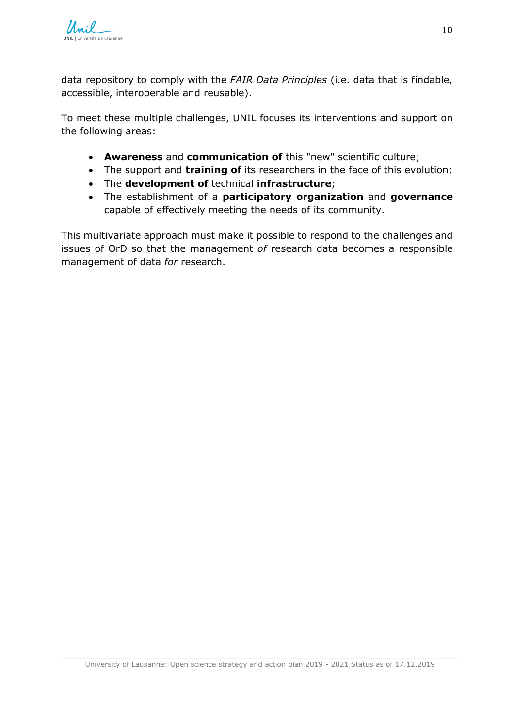data repository to comply with the *FAIR Data Principles* (i.e. data that is findable, accessible, interoperable and reusable).

To meet these multiple challenges, UNIL focuses its interventions and support on the following areas:

- **Awareness** and **communication of** this "new" scientific culture;
- The support and **training of** its researchers in the face of this evolution;
- The **development of** technical **infrastructure**;
- The establishment of a **participatory organization** and **governance** capable of effectively meeting the needs of its community.

This multivariate approach must make it possible to respond to the challenges and issues of OrD so that the management *of* research data becomes a responsible management of data *for* research.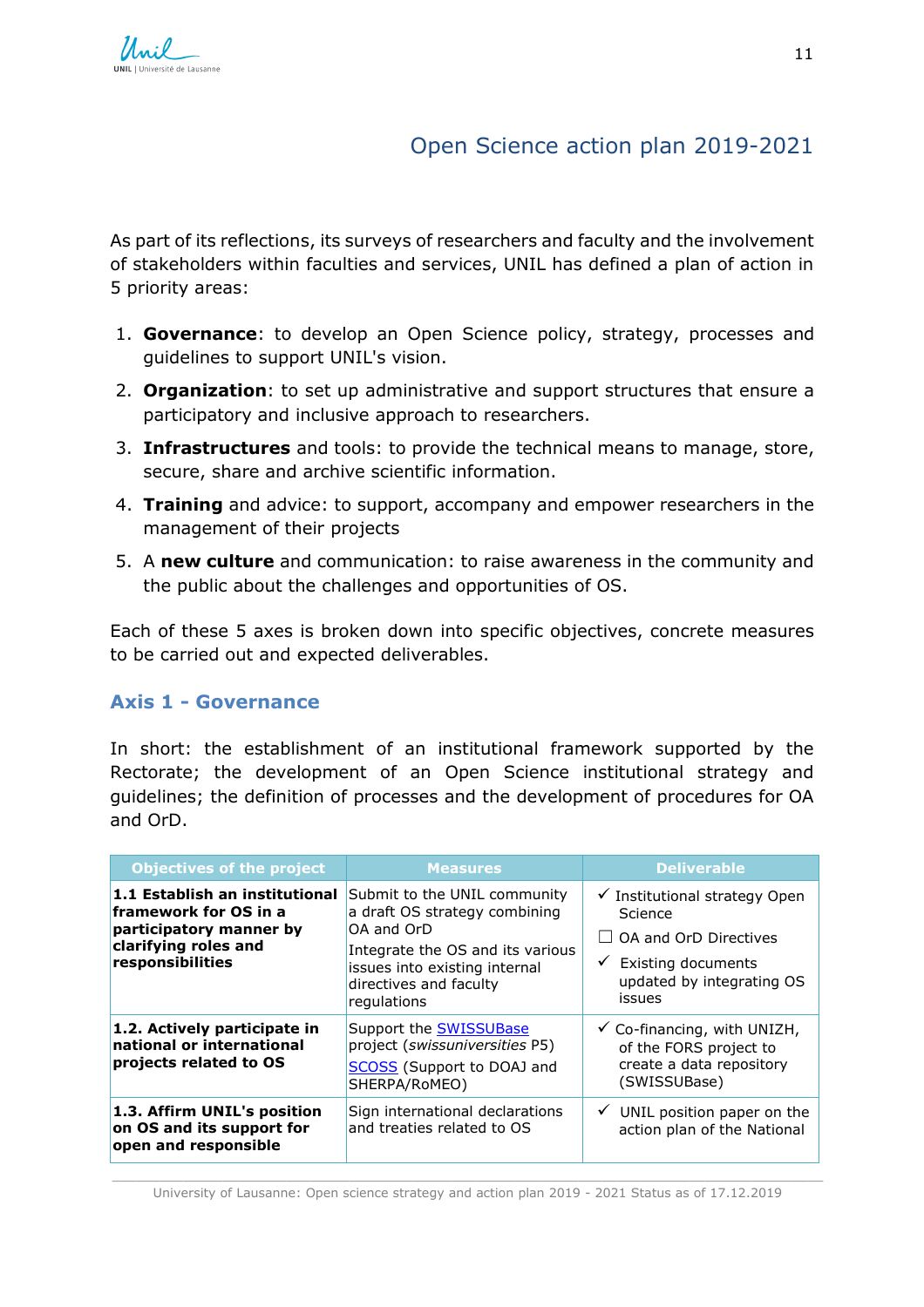## Open Science action plan 2019-2021

As part of its reflections, its surveys of researchers and faculty and the involvement of stakeholders within faculties and services, UNIL has defined a plan of action in 5 priority areas:

1. **Governance**: to develop an Open Science policy, strategy, processes and guidelines to support UNIL's vision.
2. **Organization**: to set up administrative and support structures that ensure a participatory and inclusive approach to researchers.
3. **Infrastructures** and tools: to provide the technical means to manage, store, secure, share and archive scientific information.
4. **Training** and advice: to support, accompany and empower researchers in the management of their projects
5. A **new culture** and communication: to raise awareness in the community and the public about the challenges and opportunities of OS.

Each of these 5 axes is broken down into specific objectives, concrete measures to be carried out and expected deliverables.

### Axis 1 - Governance

In short: the establishment of an institutional framework supported by the Rectorate; the development of an Open Science institutional strategy and guidelines; the definition of processes and the development of procedures for OA and OrD.

| Objectives of the project | Measures | Deliverable |
|---|---|---|
| **1.1 Establish an institutional framework for OS in a participatory manner by clarifying roles and responsibilities** | Submit to the UNIL community a draft OS strategy combining OA and OrD<br>Integrate the OS and its various issues into existing internal directives and faculty regulations | ✓ Institutional strategy Open Science<br>☐ OA and OrD Directives<br>✓ Existing documents updated by integrating OS issues |
| **1.2. Actively participate in national or international projects related to OS** | Support the SWISSUBase project (*swissuniversities* P5)<br>SCOSS (Support to DOAJ and SHERPA/RoMEO) | ✓ Co-financing, with UNIZH, of the FORS project to create a data repository (SWISSUBase) |
| **1.3. Affirm UNIL's position on OS and its support for open and responsible** | Sign international declarations and treaties related to OS | ✓ UNIL position paper on the action plan of the National |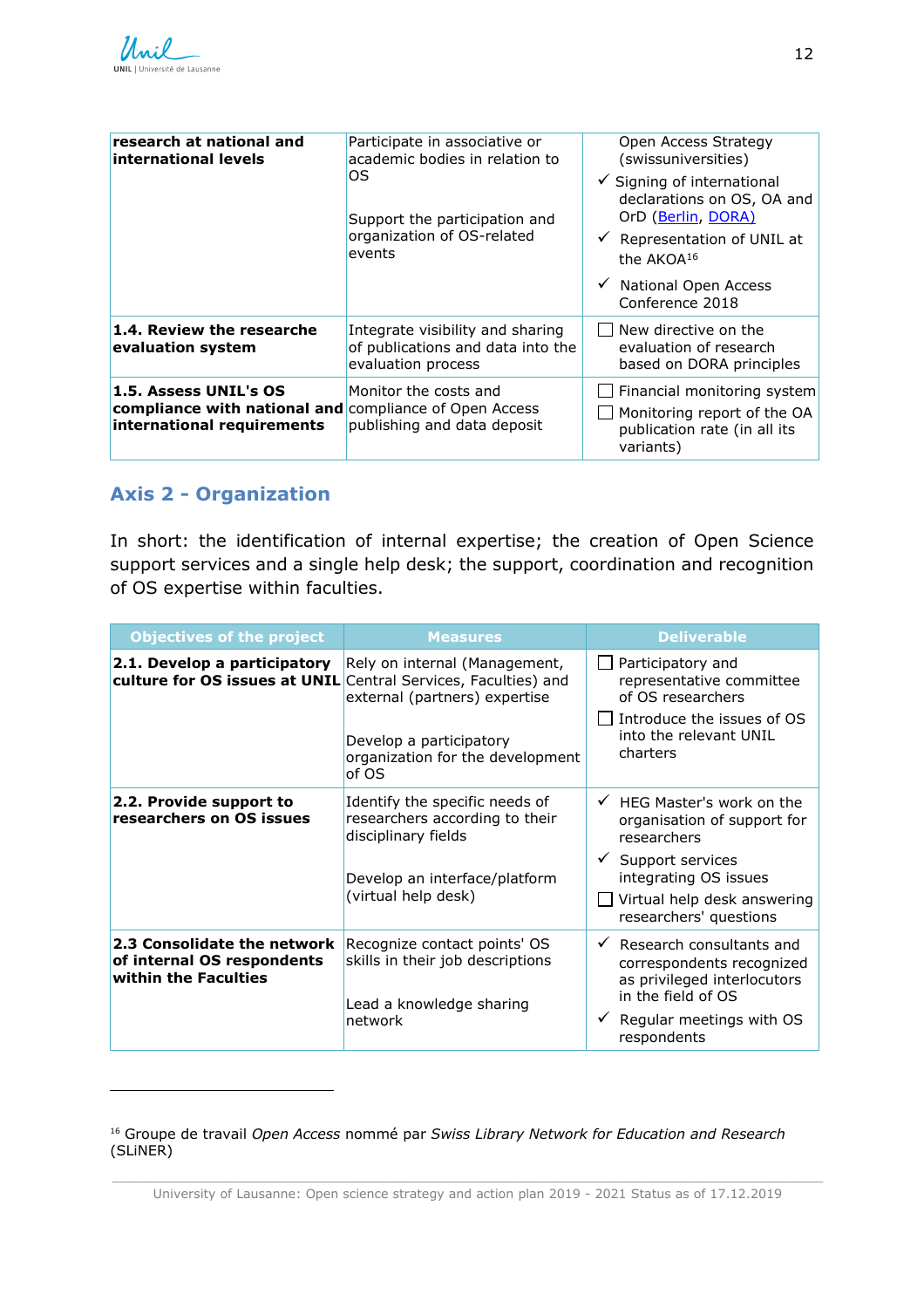| | | |
|---|---|---|
| **research at national and international levels** | Participate in associative or academic bodies in relation to OS<br><br>Support the participation and organization of OS-related events | Open Access Strategy (swissuniversities)<br>✓ Signing of international declarations on OS, OA and OrD (Berlin, DORA)<br>✓ Representation of UNIL at the AKOA[16]<br>✓ National Open Access Conference 2018 |
| **1.4. Review the researche evaluation system** | Integrate visibility and sharing of publications and data into the evaluation process | ☐ New directive on the evaluation of research based on DORA principles |
| **1.5. Assess UNIL's OS compliance with national and international requirements** | Monitor the costs and compliance of Open Access publishing and data deposit | ☐ Financial monitoring system<br>☐ Monitoring report of the OA publication rate (in all its variants) |

## Axis 2 - Organization

In short: the identification of internal expertise; the creation of Open Science support services and a single help desk; the support, coordination and recognition of OS expertise within faculties.

| Objectives of the project | Measures | Deliverable |
|---|---|---|
| **2.1. Develop a participatory culture for OS issues at UNIL** | Rely on internal (Management, Central Services, Faculties) and external (partners) expertise<br><br>Develop a participatory organization for the development of OS | ☐ Participatory and representative committee of OS researchers<br>☐ Introduce the issues of OS into the relevant UNIL charters |
| **2.2. Provide support to researchers on OS issues** | Identify the specific needs of researchers according to their disciplinary fields<br><br>Develop an interface/platform (virtual help desk) | ✓ HEG Master's work on the organisation of support for researchers<br>✓ Support services integrating OS issues<br>☐ Virtual help desk answering researchers' questions |
| **2.3 Consolidate the network of internal OS respondents within the Faculties** | Recognize contact points' OS skills in their job descriptions<br><br>Lead a knowledge sharing network | ✓ Research consultants and correspondents recognized as privileged interlocutors in the field of OS<br>✓ Regular meetings with OS respondents |

[16] Groupe de travail *Open Access* nommé par *Swiss Library Network for Education and Research* (SLiNER)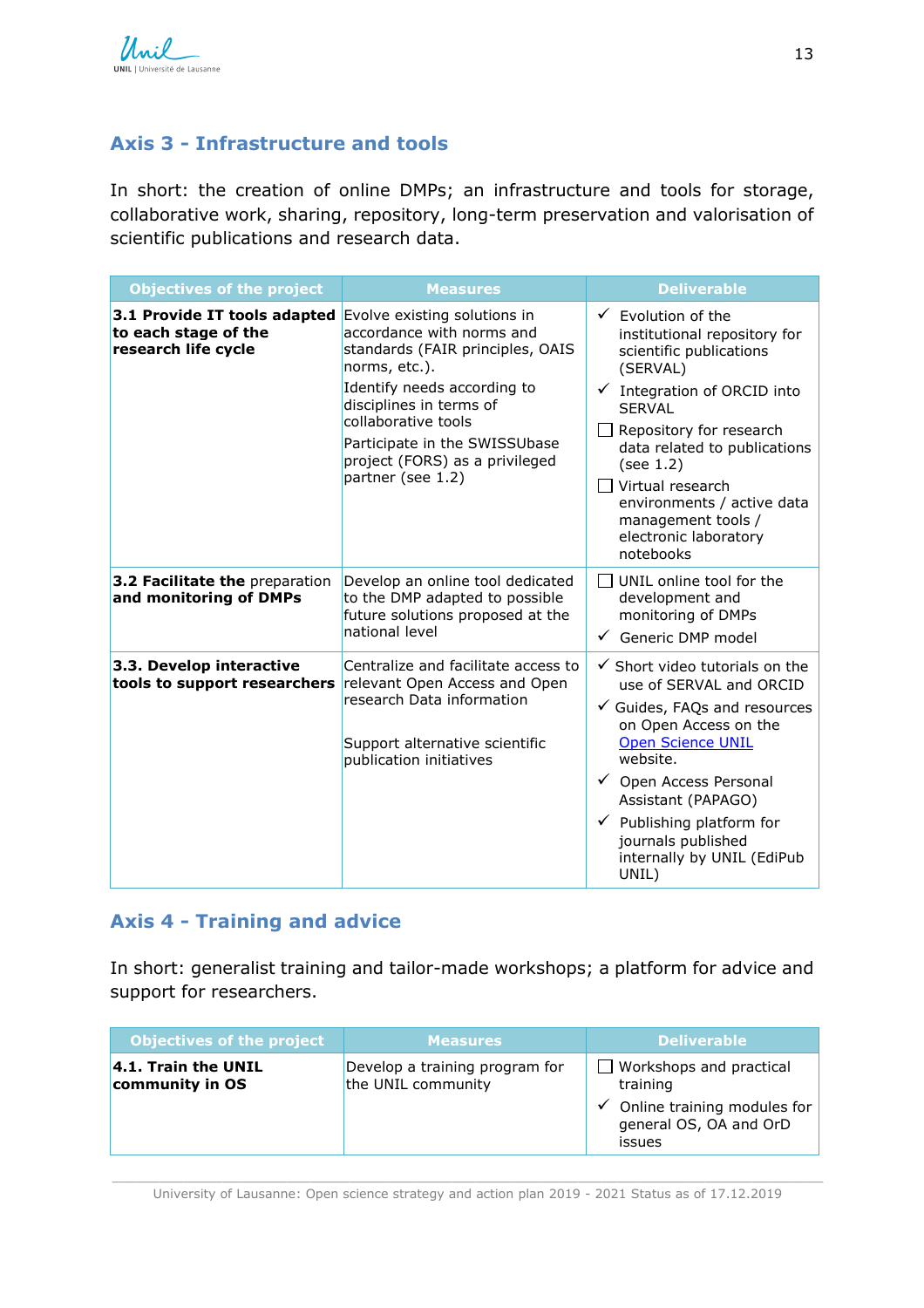## Axis 3 - Infrastructure and tools

In short: the creation of online DMPs; an infrastructure and tools for storage, collaborative work, sharing, repository, long-term preservation and valorisation of scientific publications and research data.

| Objectives of the project | Measures | Deliverable |
|---|---|---|
| **3.1 Provide IT tools adapted to each stage of the research life cycle** | Evolve existing solutions in accordance with norms and standards (FAIR principles, OAIS norms, etc.).<br>Identify needs according to disciplines in terms of collaborative tools<br>Participate in the SWISSUbase project (FORS) as a privileged partner (see 1.2) | ✓ Evolution of the institutional repository for scientific publications (SERVAL)<br>✓ Integration of ORCID into SERVAL<br>☐ Repository for research data related to publications (see 1.2)<br>☐ Virtual research environments / active data management tools / electronic laboratory notebooks |
| **3.2 Facilitate the** preparation **and monitoring of DMPs** | Develop an online tool dedicated to the DMP adapted to possible future solutions proposed at the national level | ☐ UNIL online tool for the development and monitoring of DMPs<br>✓ Generic DMP model |
| **3.3. Develop interactive tools to support researchers** | Centralize and facilitate access to relevant Open Access and Open research Data information<br><br>Support alternative scientific publication initiatives | ✓ Short video tutorials on the use of SERVAL and ORCID<br>✓ Guides, FAQs and resources on Open Access on the Open Science UNIL website.<br>✓ Open Access Personal Assistant (PAPAGO)<br>✓ Publishing platform for journals published internally by UNIL (EdiPub UNIL) |

## Axis 4 - Training and advice

In short: generalist training and tailor-made workshops; a platform for advice and support for researchers.

| Objectives of the project | Measures | Deliverable |
|---|---|---|
| **4.1. Train the UNIL community in OS** | Develop a training program for the UNIL community | ☐ Workshops and practical training<br>✓ Online training modules for general OS, OA and OrD issues |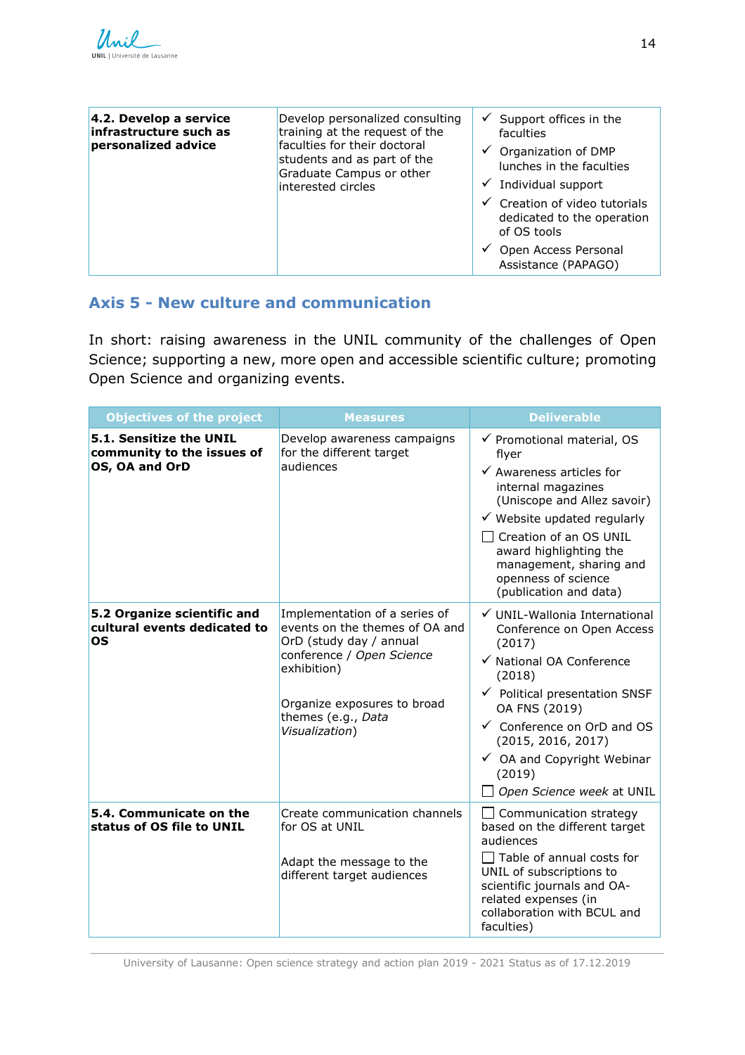| | | |
|---|---|---|
| **4.2. Develop a service infrastructure such as personalized advice** | Develop personalized consulting training at the request of the faculties for their doctoral students and as part of the Graduate Campus or other interested circles | ✓ Support offices in the faculties<br>✓ Organization of DMP lunches in the faculties<br>✓ Individual support<br>✓ Creation of video tutorials dedicated to the operation of OS tools<br>✓ Open Access Personal Assistance (PAPAGO) |

## Axis 5 - New culture and communication

In short: raising awareness in the UNIL community of the challenges of Open Science; supporting a new, more open and accessible scientific culture; promoting Open Science and organizing events.

| Objectives of the project | Measures | Deliverable |
|---|---|---|
| **5.1. Sensitize the UNIL community to the issues of OS, OA and OrD** | Develop awareness campaigns for the different target audiences | ✓ Promotional material, OS flyer<br>✓ Awareness articles for internal magazines (Uniscope and Allez savoir)<br>✓ Website updated regularly<br>☐ Creation of an OS UNIL award highlighting the management, sharing and openness of science (publication and data) |
| **5.2 Organize scientific and cultural events dedicated to OS** | Implementation of a series of events on the themes of OA and OrD (study day / annual conference / *Open Science* exhibition)<br><br>Organize exposures to broad themes (e.g., *Data Visualization*) | ✓ UNIL-Wallonia International Conference on Open Access (2017)<br>✓ National OA Conference (2018)<br>✓ Political presentation SNSF OA FNS (2019)<br>✓ Conference on OrD and OS (2015, 2016, 2017)<br>✓ OA and Copyright Webinar (2019)<br>☐ *Open Science week* at UNIL |
| **5.4. Communicate on the status of OS file to UNIL** | Create communication channels for OS at UNIL<br><br>Adapt the message to the different target audiences | ☐ Communication strategy based on the different target audiences<br>☐ Table of annual costs for UNIL of subscriptions to scientific journals and OA-related expenses (in collaboration with BCUL and faculties) |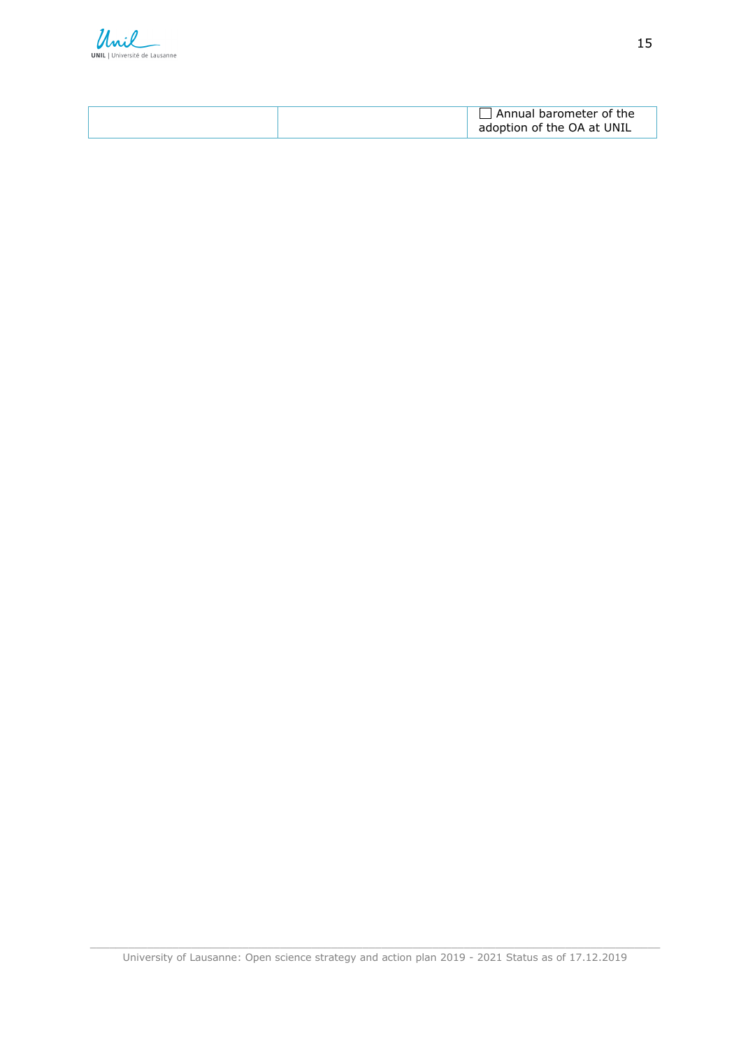|  |  | ☐ Annual barometer of the adoption of the OA at UNIL |
| --- | --- | --- |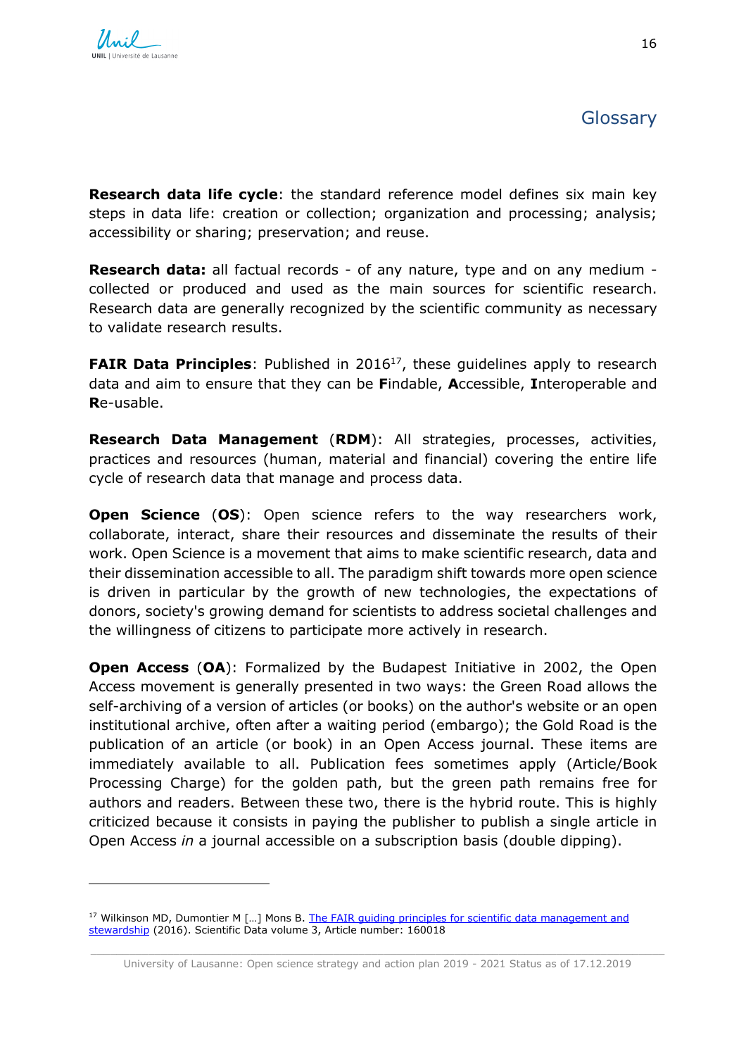# Glossary

**Research data life cycle**: the standard reference model defines six main key steps in data life: creation or collection; organization and processing; analysis; accessibility or sharing; preservation; and reuse.

**Research data:** all factual records - of any nature, type and on any medium - collected or produced and used as the main sources for scientific research. Research data are generally recognized by the scientific community as necessary to validate research results.

**FAIR Data Principles**: Published in 2016[17], these guidelines apply to research data and aim to ensure that they can be **F**indable, **A**ccessible, **I**nteroperable and **R**e-usable.

**Research Data Management** (**RDM**): All strategies, processes, activities, practices and resources (human, material and financial) covering the entire life cycle of research data that manage and process data.

**Open Science** (**OS**): Open science refers to the way researchers work, collaborate, interact, share their resources and disseminate the results of their work. Open Science is a movement that aims to make scientific research, data and their dissemination accessible to all. The paradigm shift towards more open science is driven in particular by the growth of new technologies, the expectations of donors, society's growing demand for scientists to address societal challenges and the willingness of citizens to participate more actively in research.

**Open Access** (**OA**): Formalized by the Budapest Initiative in 2002, the Open Access movement is generally presented in two ways: the Green Road allows the self-archiving of a version of articles (or books) on the author's website or an open institutional archive, often after a waiting period (embargo); the Gold Road is the publication of an article (or book) in an Open Access journal. These items are immediately available to all. Publication fees sometimes apply (Article/Book Processing Charge) for the golden path, but the green path remains free for authors and readers. Between these two, there is the hybrid route. This is highly criticized because it consists in paying the publisher to publish a single article in Open Access *in* a journal accessible on a subscription basis (double dipping).

---

[17] Wilkinson MD, Dumontier M […] Mons B. The FAIR guiding principles for scientific data management and stewardship (2016). Scientific Data volume 3, Article number: 160018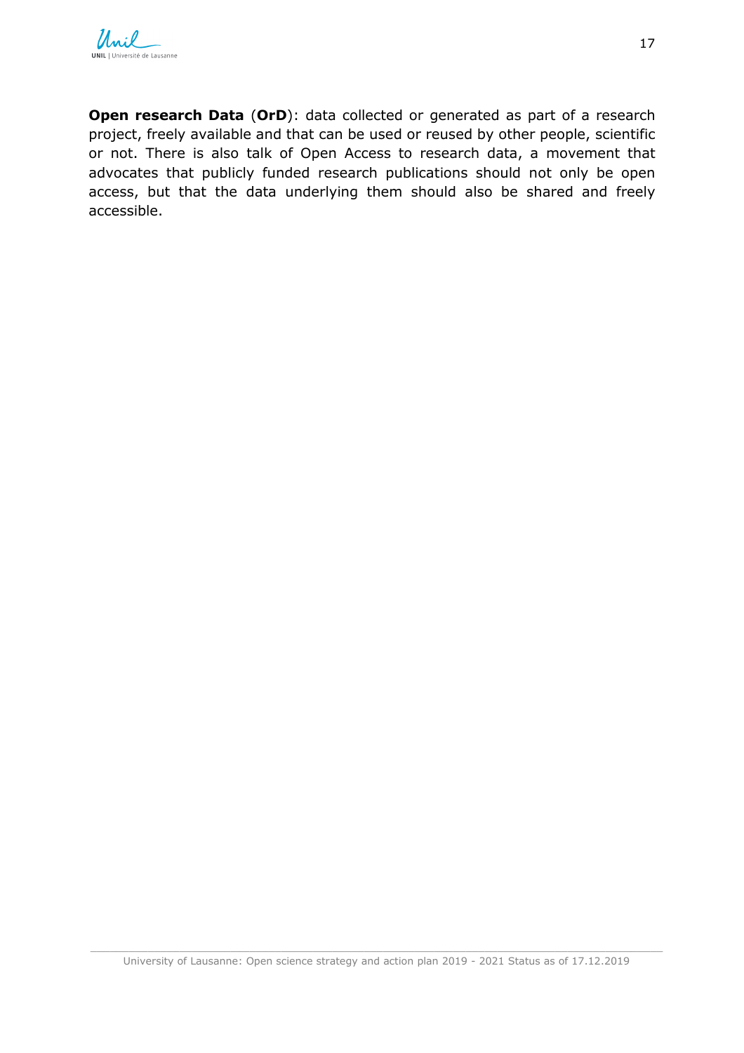**Open research Data** (**OrD**): data collected or generated as part of a research project, freely available and that can be used or reused by other people, scientific or not. There is also talk of Open Access to research data, a movement that advocates that publicly funded research publications should not only be open access, but that the data underlying them should also be shared and freely accessible.